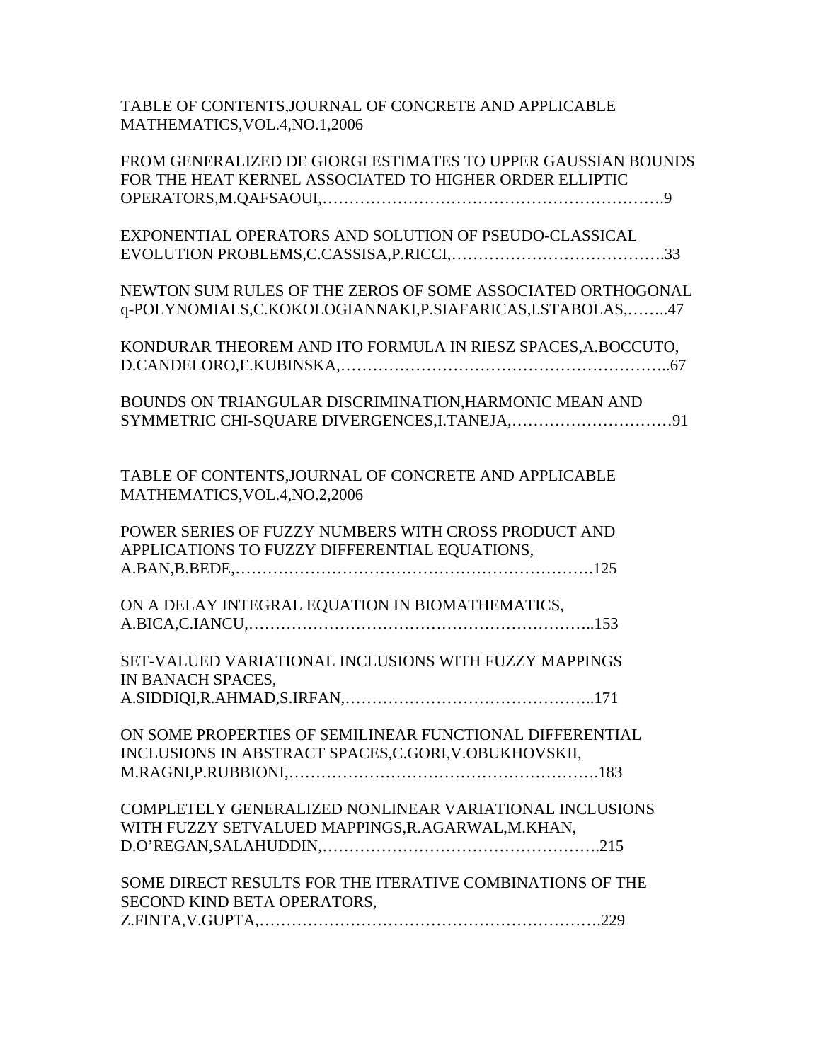TABLE OF CONTENTS,JOURNAL OF CONCRETE AND APPLICABLE MATHEMATICS,VOL.4,NO.1,2006

FROM GENERALIZED DE GIORGI ESTIMATES TO UPPER GAUSSIAN BOUNDS FOR THE HEAT KERNEL ASSOCIATED TO HIGHER ORDER ELLIPTIC OPERATORS,M.QAFSAOUI,……………………………………………………….9

EXPONENTIAL OPERATORS AND SOLUTION OF PSEUDO-CLASSICAL EVOLUTION PROBLEMS,C.CASSISA,P.RICCI,………………………………….33

NEWTON SUM RULES OF THE ZEROS OF SOME ASSOCIATED ORTHOGONAL q-POLYNOMIALS,C.KOKOLOGIANNAKI,P.SIAFARICAS,I.STABOLAS,……..47

KONDURAR THEOREM AND ITO FORMULA IN RIESZ SPACES,A.BOCCUTO, D.CANDELORO,E.KUBINSKA,…………………………………………………..67

BOUNDS ON TRIANGULAR DISCRIMINATION,HARMONIC MEAN AND SYMMETRIC CHI-SQUARE DIVERGENCES,I.TANEJA,…………………………91

TABLE OF CONTENTS,JOURNAL OF CONCRETE AND APPLICABLE MATHEMATICS,VOL.4,NO.2,2006

POWER SERIES OF FUZZY NUMBERS WITH CROSS PRODUCT AND APPLICATIONS TO FUZZY DIFFERENTIAL EQUATIONS, A.BAN,B.BEDE,……………………………………………………….125

ON A DELAY INTEGRAL EQUATION IN BIOMATHEMATICS, A.BICA,C.IANCU,……………………………………………………..153

SET-VALUED VARIATIONAL INCLUSIONS WITH FUZZY MAPPINGS IN BANACH SPACES, A.SIDDIQI,R.AHMAD,S.IRFAN,………………………………………..171

ON SOME PROPERTIES OF SEMILINEAR FUNCTIONAL DIFFERENTIAL INCLUSIONS IN ABSTRACT SPACES,C.GORI,V.OBUKHOVSKII, M.RAGNI,P.RUBBIONI,……………………………………………….183

COMPLETELY GENERALIZED NONLINEAR VARIATIONAL INCLUSIONS WITH FUZZY SETVALUED MAPPINGS,R.AGARWAL,M.KHAN, D.O'REGAN,SALAHUDDIN,…………………………………………….215

SOME DIRECT RESULTS FOR THE ITERATIVE COMBINATIONS OF THE SECOND KIND BETA OPERATORS, Z.FINTA,V.GUPTA,…………………………………………………….229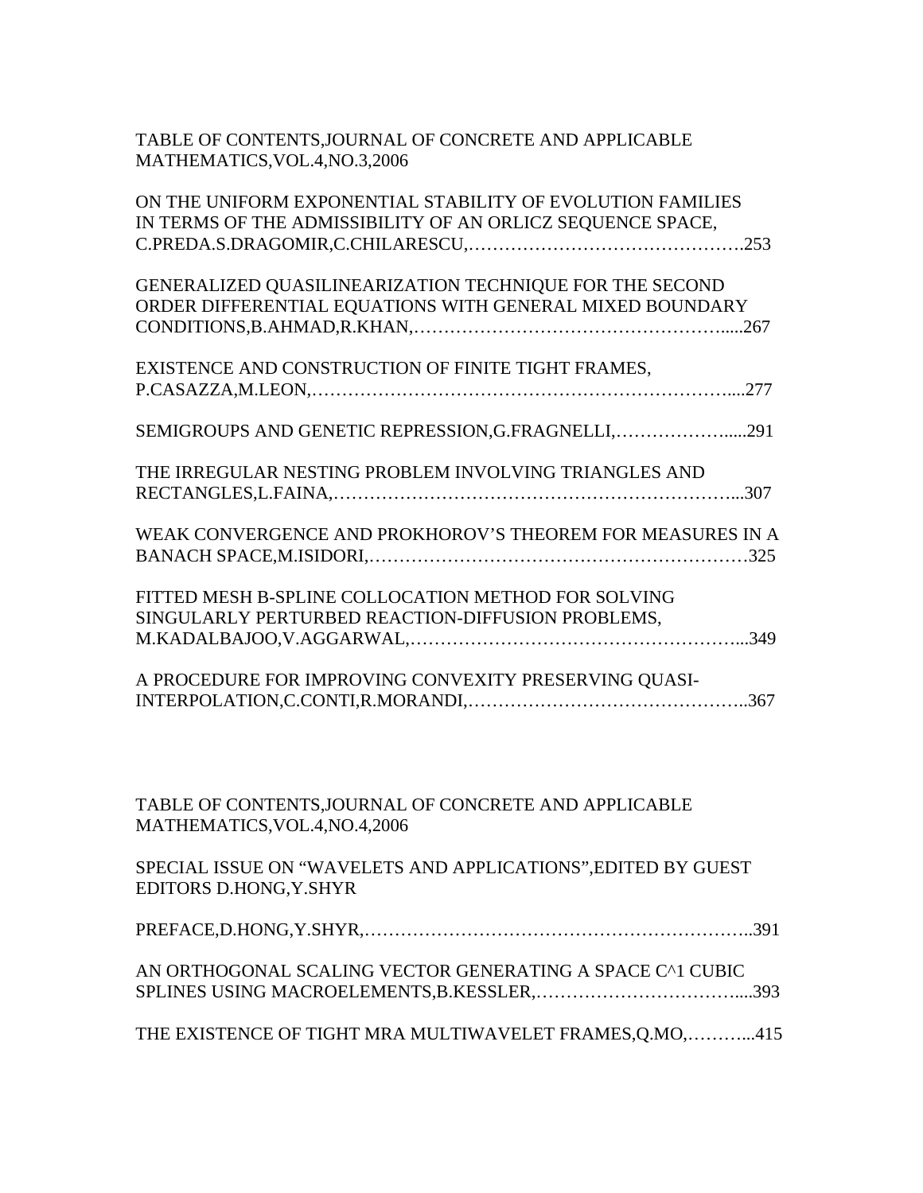TABLE OF CONTENTS,JOURNAL OF CONCRETE AND APPLICABLE MATHEMATICS,VOL.4,NO.3,2006

ON THE UNIFORM EXPONENTIAL STABILITY OF EVOLUTION FAMILIES IN TERMS OF THE ADMISSIBILITY OF AN ORLICZ SEQUENCE SPACE, C.PREDA.S.DRAGOMIR,C.CHILARESCU,……………………………………….253

GENERALIZED QUASILINEARIZATION TECHNIQUE FOR THE SECOND ORDER DIFFERENTIAL EQUATIONS WITH GENERAL MIXED BOUNDARY CONDITIONS,B.AHMAD,R.KHAN,…………………………………………….....267

EXISTENCE AND CONSTRUCTION OF FINITE TIGHT FRAMES, P.CASAZZA,M.LEON,…………………………………………………………....277

SEMIGROUPS AND GENETIC REPRESSION,G.FRAGNELLI,……………….....291

THE IRREGULAR NESTING PROBLEM INVOLVING TRIANGLES AND RECTANGLES,L.FAINA,…………………………………………………………...307

WEAK CONVERGENCE AND PROKHOROV'S THEOREM FOR MEASURES IN A BANACH SPACE,M.ISIDORI,……………………………………………………325

FITTED MESH B-SPLINE COLLOCATION METHOD FOR SOLVING SINGULARLY PERTURBED REACTION-DIFFUSION PROBLEMS, M.KADALBAJOO,V.AGGARWAL,……………………………………………...349

A PROCEDURE FOR IMPROVING CONVEXITY PRESERVING QUASI-INTERPOLATION,C.CONTI,R.MORANDI,……………………………………..367

TABLE OF CONTENTS,JOURNAL OF CONCRETE AND APPLICABLE MATHEMATICS,VOL.4,NO.4,2006

SPECIAL ISSUE ON "WAVELETS AND APPLICATIONS",EDITED BY GUEST EDITORS D.HONG,Y.SHYR

PREFACE,D.HONG,Y.SHYR,………………………………………………………..391

AN ORTHOGONAL SCALING VECTOR GENERATING A SPACE C^1 CUBIC SPLINES USING MACROELEMENTS,B.KESSLER,…………………………….....393

THE EXISTENCE OF TIGHT MRA MULTIWAVELET FRAMES,Q.MO,………...415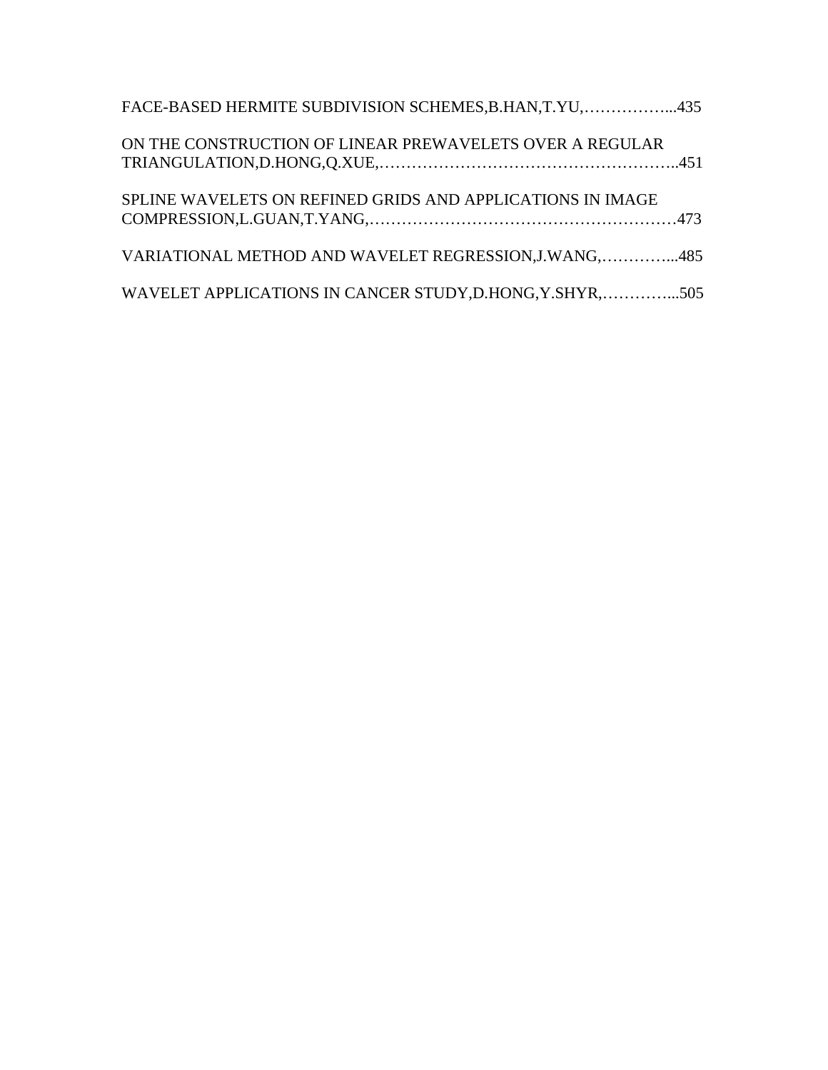FACE-BASED HERMITE SUBDIVISION SCHEMES,B.HAN,T.YU,……………...435

ON THE CONSTRUCTION OF LINEAR PREWAVELETS OVER A REGULAR TRIANGULATION,D.HONG,Q.XUE,……………………………………………..451

SPLINE WAVELETS ON REFINED GRIDS AND APPLICATIONS IN IMAGE COMPRESSION,L.GUAN,T.YANG,…………………………………………………473

VARIATIONAL METHOD AND WAVELET REGRESSION,J.WANG,…………...485

WAVELET APPLICATIONS IN CANCER STUDY,D.HONG,Y.SHYR,…………...505